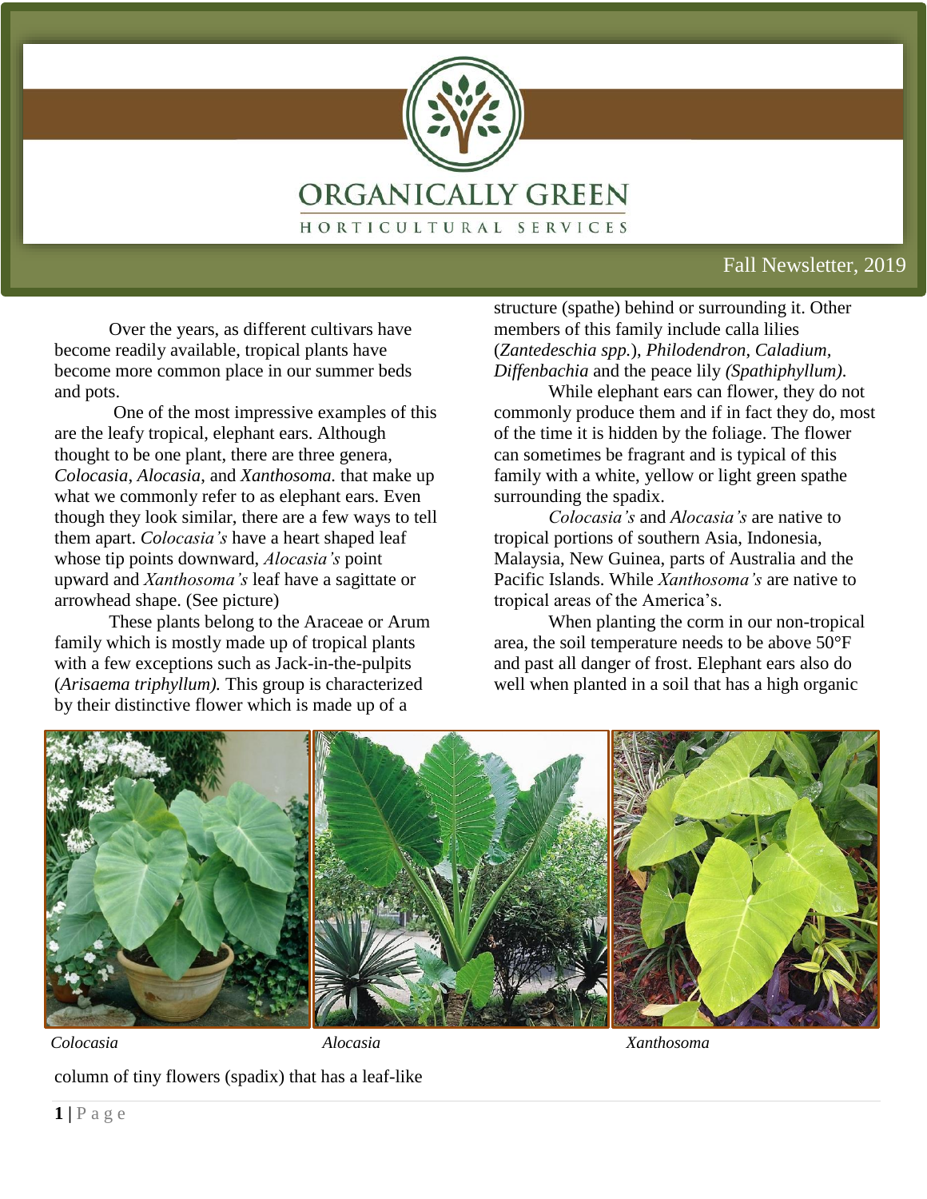# ORGANICALLY GREEN

HORTICULTURAL SERVICES

Fall Newsletter, 2019

Over the years, as different cultivars have become readily available, tropical plants have become more common place in our summer beds and pots.

One of the most impressive examples of this are the leafy tropical, elephant ears. Although thought to be one plant, there are three genera, *Colocasia, Alocasia,* and *Xanthosoma.* that make up what we commonly refer to as elephant ears. Even though they look similar, there are a few ways to tell them apart. *Colocasia's* have a heart shaped leaf whose tip points downward, *Alocasia's* point upward and *Xanthosoma's* leaf have a sagittate or arrowhead shape. (See picture)

These plants belong to the Araceae or Arum family which is mostly made up of tropical plants with a few exceptions such as Jack-in-the-pulpits (*Arisaema triphyllum).* This group is characterized by their distinctive flower which is made up of a column of tiny flowers (spadix) that has a leaf-like structure (spathe) behind or surrounding it. Other members of this family include calla lilies (*Zantedeschia spp.*), *Philodendron*, *Caladium*, *Diffenbachia* and the peace lily *(Spathiphyllum).*

While elephant ears can flower, they do not commonly produce them and if in fact they do, most of the time it is hidden by the foliage. The flower can sometimes be fragrant and is typical of this family with a white, yellow or light green spathe surrounding the spadix.

*Colocasia's* and *Alocasia's* are native to tropical portions of southern Asia, Indonesia, Malaysia, New Guinea, parts of Australia and the Pacific Islands. While *Xanthosoma's* are native to tropical areas of the America's.

When planting the corm in our non-tropical area, the soil temperature needs to be above 50°F and past all danger of frost. Elephant ears also do well when planted in a soil that has a high organic

*Colocasia* *Alocasia* *Xanthosoma*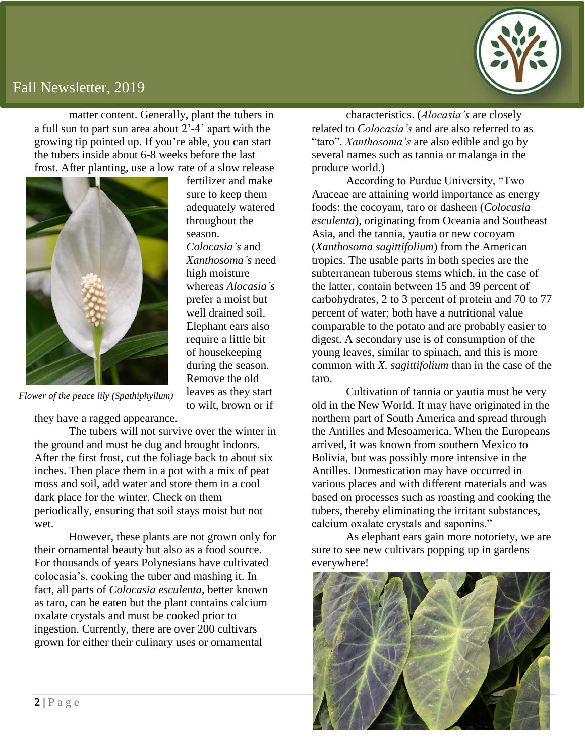matter content. Generally, plant the tubers in a full sun to part sun area about 2'-4' apart with the growing tip pointed up. If you're able, you can start the tubers inside about 6-8 weeks before the last frost. After planting, use a low rate of a slow release fertilizer and make sure to keep them adequately watered throughout the season. *Colocasia's* and *Xanthosoma's* need high moisture whereas *Alocasia's* prefer a moist but well drained soil. Elephant ears also require a little bit of housekeeping during the season. Remove the old leaves as they start to wilt, brown or if they have a ragged appearance.

*Flower of the peace lily (Spathiphyllum)*

The tubers will not survive over the winter in the ground and must be dug and brought indoors. After the first frost, cut the foliage back to about six inches. Then place them in a pot with a mix of peat moss and soil, add water and store them in a cool dark place for the winter. Check on them periodically, ensuring that soil stays moist but not wet.

However, these plants are not grown only for their ornamental beauty but also as a food source. For thousands of years Polynesians have cultivated colocasia's, cooking the tuber and mashing it. In fact, all parts of *Colocasia esculenta*, better known as taro, can be eaten but the plant contains calcium oxalate crystals and must be cooked prior to ingestion. Currently, there are over 200 cultivars grown for either their culinary uses or ornamental characteristics. (*Alocasia's* are closely related to *Colocasia's* and are also referred to as "taro". *Xanthosoma's* are also edible and go by several names such as tannia or malanga in the produce world.)

According to Purdue University, "Two Araceae are attaining world importance as energy foods: the cocoyam, taro or dasheen (*Colocasia esculenta*), originating from Oceania and Southeast Asia, and the tannia, yautia or new cocoyam (*Xanthosoma sagittifolium*) from the American tropics. The usable parts in both species are the subterranean tuberous stems which, in the case of the latter, contain between 15 and 39 percent of carbohydrates, 2 to 3 percent of protein and 70 to 77 percent of water; both have a nutritional value comparable to the potato and are probably easier to digest. A secondary use is of consumption of the young leaves, similar to spinach, and this is more common with *X. sagittifolium* than in the case of the taro.

Cultivation of tannia or yautia must be very old in the New World. It may have originated in the northern part of South America and spread through the Antilles and Mesoamerica. When the Europeans arrived, it was known from southern Mexico to Bolivia, but was possibly more intensive in the Antilles. Domestication may have occurred in various places and with different materials and was based on processes such as roasting and cooking the tubers, thereby eliminating the irritant substances, calcium oxalate crystals and saponins."

As elephant ears gain more notoriety, we are sure to see new cultivars popping up in gardens everywhere!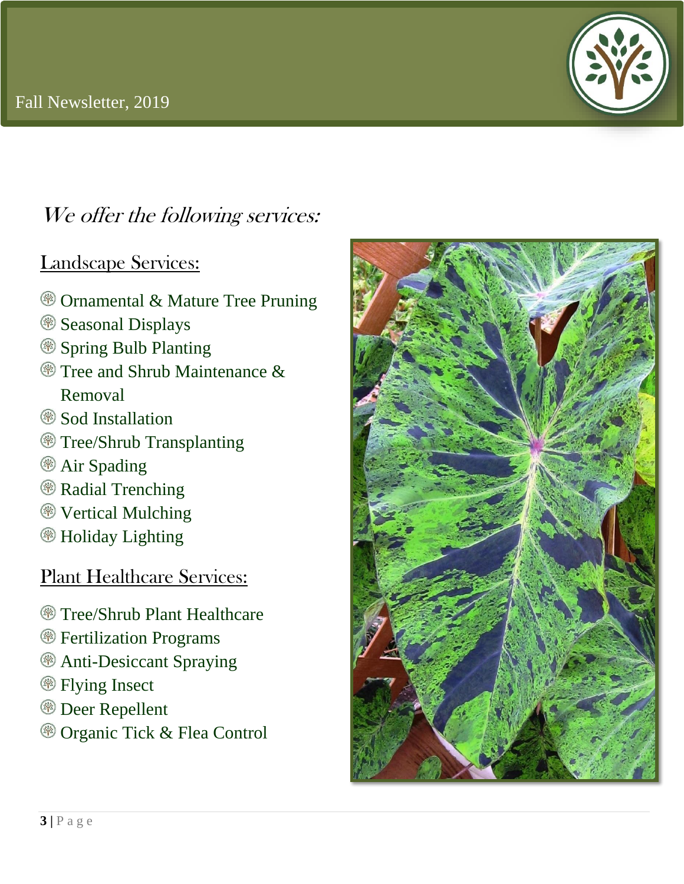Fall Newsletter, 2019

*We offer the following services:*

## Landscape Services:

- Ornamental & Mature Tree Pruning
- Seasonal Displays
- Spring Bulb Planting
- Tree and Shrub Maintenance & Removal
- Sod Installation
- Tree/Shrub Transplanting
- Air Spading
- Radial Trenching
- Vertical Mulching
- Holiday Lighting

## Plant Healthcare Services:

- Tree/Shrub Plant Healthcare
- Fertilization Programs
- Anti-Desiccant Spraying
- Flying Insect
- Deer Repellent
- Organic Tick & Flea Control